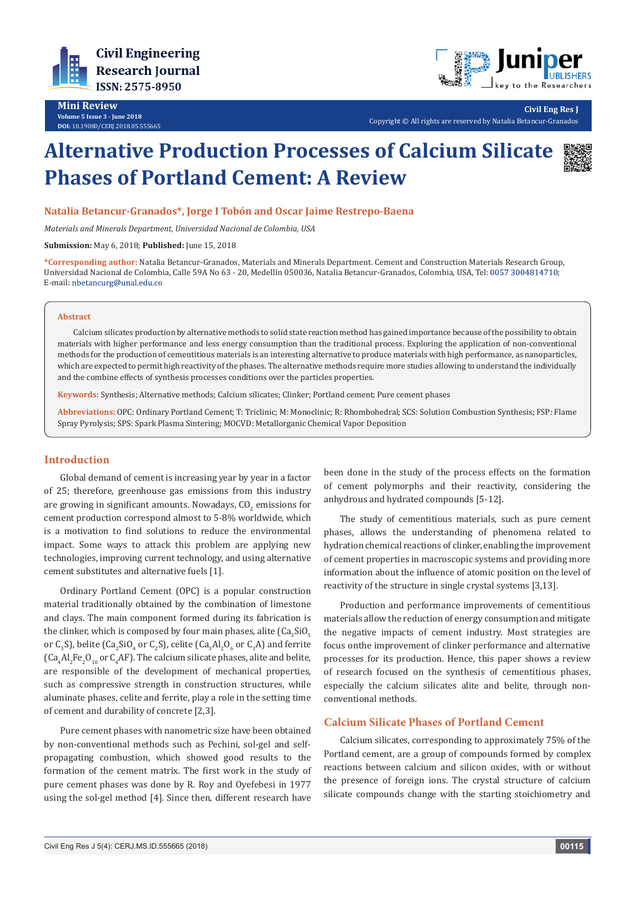**Mini Review**

# Alternative Production Processes of Calcium Silicate Phases of Portland Cement: A Review

**Natalia Betancur-Granados*, Jorge I Tobón and Oscar Jaime Restrepo-Baena**

*Materials and Minerals Department, Universidad Nacional de Colombia, USA*

**Submission:** May 6, 2018; **Published:** June 15, 2018

***Corresponding author:** Natalia Betancur-Granados, Materials and Minerals Department. Cement and Construction Materials Research Group, Universidad Nacional de Colombia, Calle 59A No 63 - 20, Medellín 050036, Natalia Betancur-Granados, Colombia, USA, Tel: 0057 3004814710; E-mail: nbetancurg@unal.edu.co

## Abstract

Calcium silicates production by alternative methods to solid state reaction method has gained importance because of the possibility to obtain materials with higher performance and less energy consumption than the traditional process. Exploring the application of non-conventional methods for the production of cementitious materials is an interesting alternative to produce materials with high performance, as nanoparticles, which are expected to permit high reactivity of the phases. The alternative methods require more studies allowing to understand the individually and the combine effects of synthesis processes conditions over the particles properties.

**Keywords:** Synthesis; Alternative methods; Calcium silicates; Clinker; Portland cement; Pure cement phases

**Abbreviations:** OPC: Ordinary Portland Cement; T: Triclinic; M: Monoclinic; R: Rhombohedral; SCS: Solution Combustion Synthesis; FSP: Flame Spray Pyrolysis; SPS: Spark Plasma Sintering; MOCVD: Metallorganic Chemical Vapor Deposition

## Introduction

Global demand of cement is increasing year by year in a factor of 25; therefore, greenhouse gas emissions from this industry are growing in significant amounts. Nowadays, $CO_2$ emissions for cement production correspond almost to 5-8% worldwide, which is a motivation to find solutions to reduce the environmental impact. Some ways to attack this problem are applying new technologies, improving current technology, and using alternative cement substitutes and alternative fuels [1].

Ordinary Portland Cement (OPC) is a popular construction material traditionally obtained by the combination of limestone and clays. The main component formed during its fabrication is the clinker, which is composed by four main phases, alite ($Ca_3SiO_5$ or $C_3S$), belite ($Ca_2SiO_4$ or $C_2S$), celite ($Ca_3Al_2O_6$ or $C_3A$) and ferrite ($Ca_4Al_2Fe_2O_{10}$ or $C_4AF$). The calcium silicate phases, alite and belite, are responsible of the development of mechanical properties, such as compressive strength in construction structures, while aluminate phases, celite and ferrite, play a role in the setting time of cement and durability of concrete [2,3].

Pure cement phases with nanometric size have been obtained by non-conventional methods such as Pechini, sol-gel and self-propagating combustion, which showed good results to the formation of the cement matrix. The first work in the study of pure cement phases was done by R. Roy and Oyefebesi in 1977 using the sol-gel method [4]. Since then, different research have been done in the study of the process effects on the formation of cement polymorphs and their reactivity, considering the anhydrous and hydrated compounds [5-12].

The study of cementitious materials, such as pure cement phases, allows the understanding of phenomena related to hydration chemical reactions of clinker, enabling the improvement of cement properties in macroscopic systems and providing more information about the influence of atomic position on the level of reactivity of the structure in single crystal systems [3,13].

Production and performance improvements of cementitious materials allow the reduction of energy consumption and mitigate the negative impacts of cement industry. Most strategies are focus onthe improvement of clinker performance and alternative processes for its production. Hence, this paper shows a review of research focused on the synthesis of cementitious phases, especially the calcium silicates alite and belite, through non-conventional methods.

## Calcium Silicate Phases of Portland Cement

Calcium silicates, corresponding to approximately 75% of the Portland cement, are a group of compounds formed by complex reactions between calcium and silicon oxides, with or without the presence of foreign ions. The crystal structure of calcium silicate compounds change with the starting stoichiometry and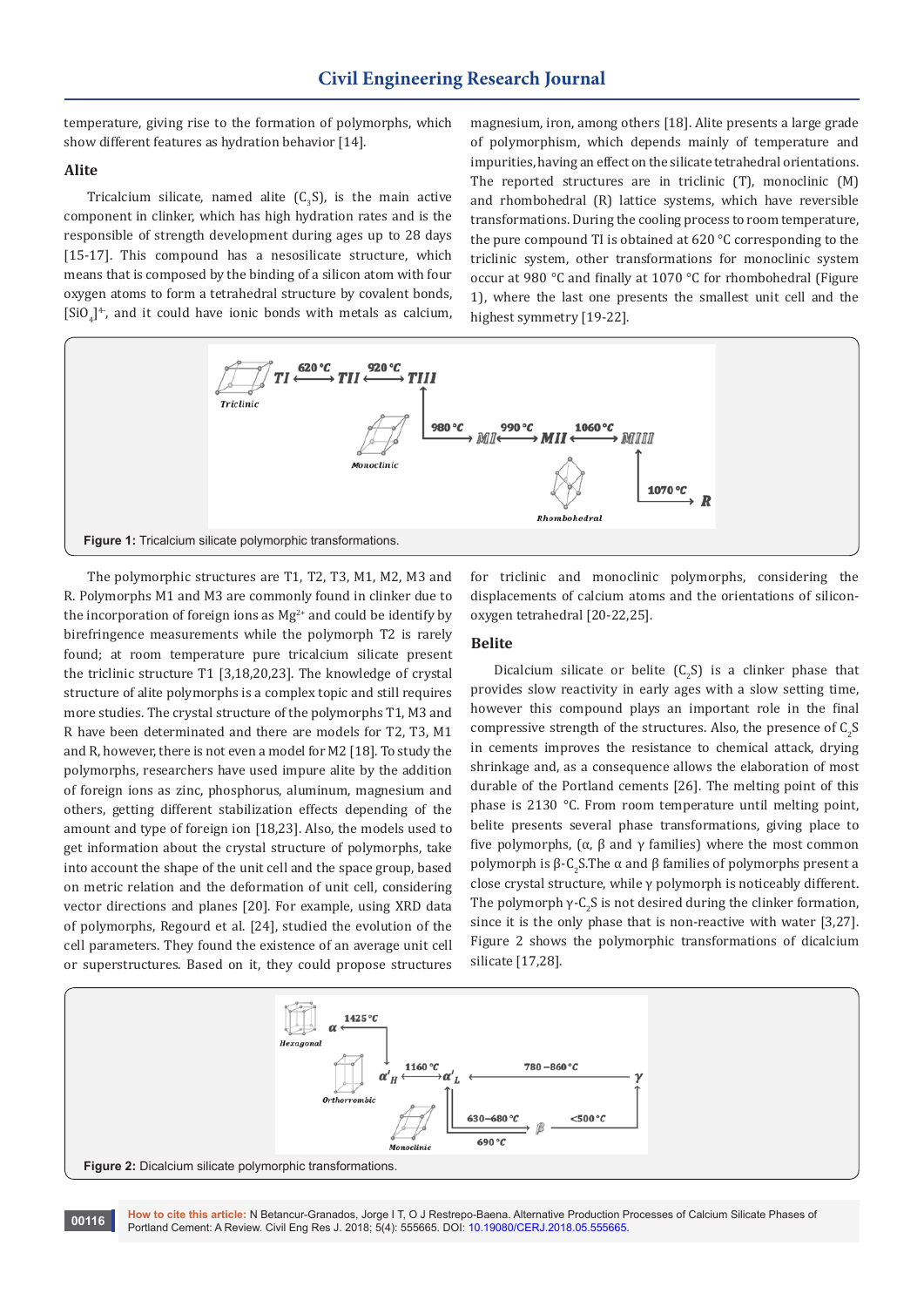temperature, giving rise to the formation of polymorphs, which show different features as hydration behavior [14].

### Alite

Tricalcium silicate, named alite ($C_3S$), is the main active component in clinker, which has high hydration rates and is the responsible of strength development during ages up to 28 days [15-17]. This compound has a nesosilicate structure, which means that is composed by the binding of a silicon atom with four oxygen atoms to form a tetrahedral structure by covalent bonds, $[SiO_4]^{4-}$, and it could have ionic bonds with metals as calcium, magnesium, iron, among others [18]. Alite presents a large grade of polymorphism, which depends mainly of temperature and impurities, having an effect on the silicate tetrahedral orientations. The reported structures are in triclinic (T), monoclinic (M) and rhombohedral (R) lattice systems, which have reversible transformations. During the cooling process to room temperature, the pure compound TI is obtained at 620 °C corresponding to the triclinic system, other transformations for monoclinic system occur at 980 °C and finally at 1070 °C for rhombohedral (Figure 1), where the last one presents the smallest unit cell and the highest symmetry [19-22].

**Figure 1:** Tricalcium silicate polymorphic transformations.

The polymorphic structures are T1, T2, T3, M1, M2, M3 and R. Polymorphs M1 and M3 are commonly found in clinker due to the incorporation of foreign ions as $Mg^{2+}$ and could be identify by birefringence measurements while the polymorph T2 is rarely found; at room temperature pure tricalcium silicate present the triclinic structure T1 [3,18,20,23]. The knowledge of crystal structure of alite polymorphs is a complex topic and still requires more studies. The crystal structure of the polymorphs T1, M3 and R have been determinated and there are models for T2, T3, M1 and R, however, there is not even a model for M2 [18]. To study the polymorphs, researchers have used impure alite by the addition of foreign ions as zinc, phosphorus, aluminum, magnesium and others, getting different stabilization effects depending of the amount and type of foreign ion [18,23]. Also, the models used to get information about the crystal structure of polymorphs, take into account the shape of the unit cell and the space group, based on metric relation and the deformation of unit cell, considering vector directions and planes [20]. For example, using XRD data of polymorphs, Regourd et al. [24], studied the evolution of the cell parameters. They found the existence of an average unit cell or superstructures. Based on it, they could propose structures for triclinic and monoclinic polymorphs, considering the displacements of calcium atoms and the orientations of silicon-oxygen tetrahedral [20-22,25].

### Belite

Dicalcium silicate or belite ($C_2S$) is a clinker phase that provides slow reactivity in early ages with a slow setting time, however this compound plays an important role in the final compressive strength of the structures. Also, the presence of $C_2S$ in cements improves the resistance to chemical attack, drying shrinkage and, as a consequence allows the elaboration of most durable of the Portland cements [26]. The melting point of this phase is 2130 °C. From room temperature until melting point, belite presents several phase transformations, giving place to five polymorphs, (α, β and γ families) where the most common polymorph is β-$C_2S$.The α and β families of polymorphs present a close crystal structure, while γ polymorph is noticeably different. The polymorph γ-$C_2S$ is not desired during the clinker formation, since it is the only phase that is non-reactive with water [3,27]. Figure 2 shows the polymorphic transformations of dicalcium silicate [17,28].

**Figure 2:** Dicalcium silicate polymorphic transformations.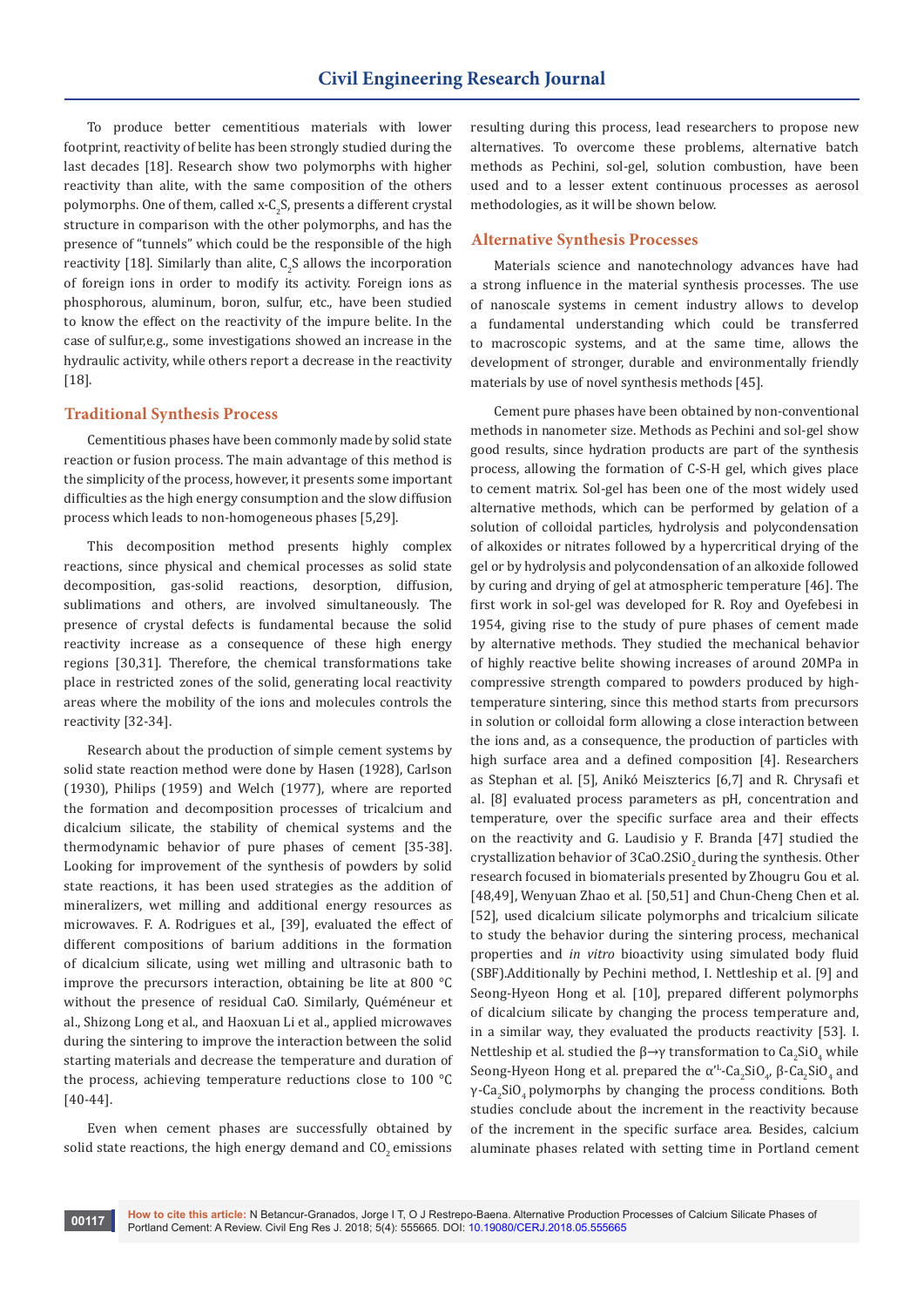To produce better cementitious materials with lower footprint, reactivity of belite has been strongly studied during the last decades [18]. Research show two polymorphs with higher reactivity than alite, with the same composition of the others polymorphs. One of them, called x-$C_2S$, presents a different crystal structure in comparison with the other polymorphs, and has the presence of "tunnels" which could be the responsible of the high reactivity [18]. Similarly than alite, $C_2S$ allows the incorporation of foreign ions in order to modify its activity. Foreign ions as phosphorous, aluminum, boron, sulfur, etc., have been studied to know the effect on the reactivity of the impure belite. In the case of sulfur,e.g., some investigations showed an increase in the hydraulic activity, while others report a decrease in the reactivity [18].

## Traditional Synthesis Process

Cementitious phases have been commonly made by solid state reaction or fusion process. The main advantage of this method is the simplicity of the process, however, it presents some important difficulties as the high energy consumption and the slow diffusion process which leads to non-homogeneous phases [5,29].

This decomposition method presents highly complex reactions, since physical and chemical processes as solid state decomposition, gas-solid reactions, desorption, diffusion, sublimations and others, are involved simultaneously. The presence of crystal defects is fundamental because the solid reactivity increase as a consequence of these high energy regions [30,31]. Therefore, the chemical transformations take place in restricted zones of the solid, generating local reactivity areas where the mobility of the ions and molecules controls the reactivity [32-34].

Research about the production of simple cement systems by solid state reaction method were done by Hasen (1928), Carlson (1930), Philips (1959) and Welch (1977), where are reported the formation and decomposition processes of tricalcium and dicalcium silicate, the stability of chemical systems and the thermodynamic behavior of pure phases of cement [35-38]. Looking for improvement of the synthesis of powders by solid state reactions, it has been used strategies as the addition of mineralizers, wet milling and additional energy resources as microwaves. F. A. Rodrigues et al., [39], evaluated the effect of different compositions of barium additions in the formation of dicalcium silicate, using wet milling and ultrasonic bath to improve the precursors interaction, obtaining be lite at 800 °C without the presence of residual CaO. Similarly, Quéméneur et al., Shizong Long et al., and Haoxuan Li et al., applied microwaves during the sintering to improve the interaction between the solid starting materials and decrease the temperature and duration of the process, achieving temperature reductions close to 100 °C [40-44].

Even when cement phases are successfully obtained by solid state reactions, the high energy demand and $CO_2$ emissions resulting during this process, lead researchers to propose new alternatives. To overcome these problems, alternative batch methods as Pechini, sol-gel, solution combustion, have been used and to a lesser extent continuous processes as aerosol methodologies, as it will be shown below.

## Alternative Synthesis Processes

Materials science and nanotechnology advances have had a strong influence in the material synthesis processes. The use of nanoscale systems in cement industry allows to develop a fundamental understanding which could be transferred to macroscopic systems, and at the same time, allows the development of stronger, durable and environmentally friendly materials by use of novel synthesis methods [45].

Cement pure phases have been obtained by non-conventional methods in nanometer size. Methods as Pechini and sol-gel show good results, since hydration products are part of the synthesis process, allowing the formation of C-S-H gel, which gives place to cement matrix. Sol-gel has been one of the most widely used alternative methods, which can be performed by gelation of a solution of colloidal particles, hydrolysis and polycondensation of alkoxides or nitrates followed by a hypercritical drying of the gel or by hydrolysis and polycondensation of an alkoxide followed by curing and drying of gel at atmospheric temperature [46]. The first work in sol-gel was developed for R. Roy and Oyefebesi in 1954, giving rise to the study of pure phases of cement made by alternative methods. They studied the mechanical behavior of highly reactive belite showing increases of around 20MPa in compressive strength compared to powders produced by high-temperature sintering, since this method starts from precursors in solution or colloidal form allowing a close interaction between the ions and, as a consequence, the production of particles with high surface area and a defined composition [4]. Researchers as Stephan et al. [5], Anikó Meiszterics [6,7] and R. Chrysafi et al. [8] evaluated process parameters as pH, concentration and temperature, over the specific surface area and their effects on the reactivity and G. Laudisio y F. Branda [47] studied the crystallization behavior of $3CaO.2SiO_2$ during the synthesis. Other research focused in biomaterials presented by Zhougru Gou et al. [48,49], Wenyuan Zhao et al. [50,51] and Chun-Cheng Chen et al. [52], used dicalcium silicate polymorphs and tricalcium silicate to study the behavior during the sintering process, mechanical properties and *in vitro* bioactivity using simulated body fluid (SBF).Additionally by Pechini method, I. Nettleship et al. [9] and Seong-Hyeon Hong et al. [10], prepared different polymorphs of dicalcium silicate by changing the process temperature and, in a similar way, they evaluated the products reactivity [53]. I. Nettleship et al. studied the β→γ transformation to $Ca_2SiO_4$ while Seong-Hyeon Hong et al. prepared the $\alpha'^{L}$-$Ca_2SiO_4$, β-$Ca_2SiO_4$ and γ-$Ca_2SiO_4$ polymorphs by changing the process conditions. Both studies conclude about the increment in the reactivity because of the increment in the specific surface area. Besides, calcium aluminate phases related with setting time in Portland cement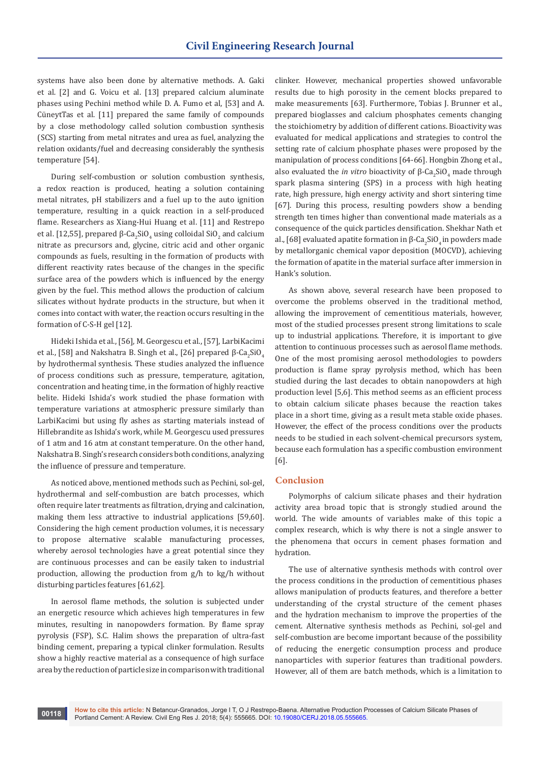systems have also been done by alternative methods. A. Gaki et al. [2] and G. Voicu et al. [13] prepared calcium aluminate phases using Pechini method while D. A. Fumo et al, [53] and A. CüneytTas et al. [11] prepared the same family of compounds by a close methodology called solution combustion synthesis (SCS) starting from metal nitrates and urea as fuel, analyzing the relation oxidants/fuel and decreasing considerably the synthesis temperature [54].

During self-combustion or solution combustion synthesis, a redox reaction is produced, heating a solution containing metal nitrates, pH stabilizers and a fuel up to the auto ignition temperature, resulting in a quick reaction in a self-produced flame. Researchers as Xiang-Hui Huang et al. [11] and Restrepo et al. [12,55], prepared β-$Ca_2SiO_4$ using colloidal $SiO_2$ and calcium nitrate as precursors and, glycine, citric acid and other organic compounds as fuels, resulting in the formation of products with different reactivity rates because of the changes in the specific surface area of the powders which is influenced by the energy given by the fuel. This method allows the production of calcium silicates without hydrate products in the structure, but when it comes into contact with water, the reaction occurs resulting in the formation of C-S-H gel [12].

Hideki Ishida et al., [56], M. Georgescu et al., [57], LarbiKacimi et al., [58] and Nakshatra B. Singh et al., [26] prepared β-$Ca_2SiO_4$ by hydrothermal synthesis. These studies analyzed the influence of process conditions such as pressure, temperature, agitation, concentration and heating time, in the formation of highly reactive belite. Hideki Ishida's work studied the phase formation with temperature variations at atmospheric pressure similarly than LarbiKacimi but using fly ashes as starting materials instead of Hillebrandite as Ishida's work, while M. Georgescu used pressures of 1 atm and 16 atm at constant temperature. On the other hand, Nakshatra B. Singh's research considers both conditions, analyzing the influence of pressure and temperature.

As noticed above, mentioned methods such as Pechini, sol-gel, hydrothermal and self-combustion are batch processes, which often require later treatments as filtration, drying and calcination, making them less attractive to industrial applications [59,60]. Considering the high cement production volumes, it is necessary to propose alternative scalable manufacturing processes, whereby aerosol technologies have a great potential since they are continuous processes and can be easily taken to industrial production, allowing the production from g/h to kg/h without disturbing particles features [61,62].

In aerosol flame methods, the solution is subjected under an energetic resource which achieves high temperatures in few minutes, resulting in nanopowders formation. By flame spray pyrolysis (FSP), S.C. Halim shows the preparation of ultra-fast binding cement, preparing a typical clinker formulation. Results show a highly reactive material as a consequence of high surface area by the reduction of particle size in comparison with traditional clinker. However, mechanical properties showed unfavorable results due to high porosity in the cement blocks prepared to make measurements [63]. Furthermore, Tobias J. Brunner et al., prepared bioglasses and calcium phosphates cements changing the stoichiometry by addition of different cations. Bioactivity was evaluated for medical applications and strategies to control the setting rate of calcium phosphate phases were proposed by the manipulation of process conditions [64-66]. Hongbin Zhong et al., also evaluated the *in vitro* bioactivity of β-$Ca_2SiO_4$ made through spark plasma sintering (SPS) in a process with high heating rate, high pressure, high energy activity and short sintering time [67]. During this process, resulting powders show a bending strength ten times higher than conventional made materials as a consequence of the quick particles densification. Shekhar Nath et al., [68] evaluated apatite formation in β-$Ca_2SiO_4$ in powders made by metallorganic chemical vapor deposition (MOCVD), achieving the formation of apatite in the material surface after immersion in Hank's solution.

As shown above, several research have been proposed to overcome the problems observed in the traditional method, allowing the improvement of cementitious materials, however, most of the studied processes present strong limitations to scale up to industrial applications. Therefore, it is important to give attention to continuous processes such as aerosol flame methods. One of the most promising aerosol methodologies to powders production is flame spray pyrolysis method, which has been studied during the last decades to obtain nanopowders at high production level [5,6]. This method seems as an efficient process to obtain calcium silicate phases because the reaction takes place in a short time, giving as a result meta stable oxide phases. However, the effect of the process conditions over the products needs to be studied in each solvent-chemical precursors system, because each formulation has a specific combustion environment [6].

## Conclusion

Polymorphs of calcium silicate phases and their hydration activity area broad topic that is strongly studied around the world. The wide amounts of variables make of this topic a complex research, which is why there is not a single answer to the phenomena that occurs in cement phases formation and hydration.

The use of alternative synthesis methods with control over the process conditions in the production of cementitious phases allows manipulation of products features, and therefore a better understanding of the crystal structure of the cement phases and the hydration mechanism to improve the properties of the cement. Alternative synthesis methods as Pechini, sol-gel and self-combustion are become important because of the possibility of reducing the energetic consumption process and produce nanoparticles with superior features than traditional powders. However, all of them are batch methods, which is a limitation to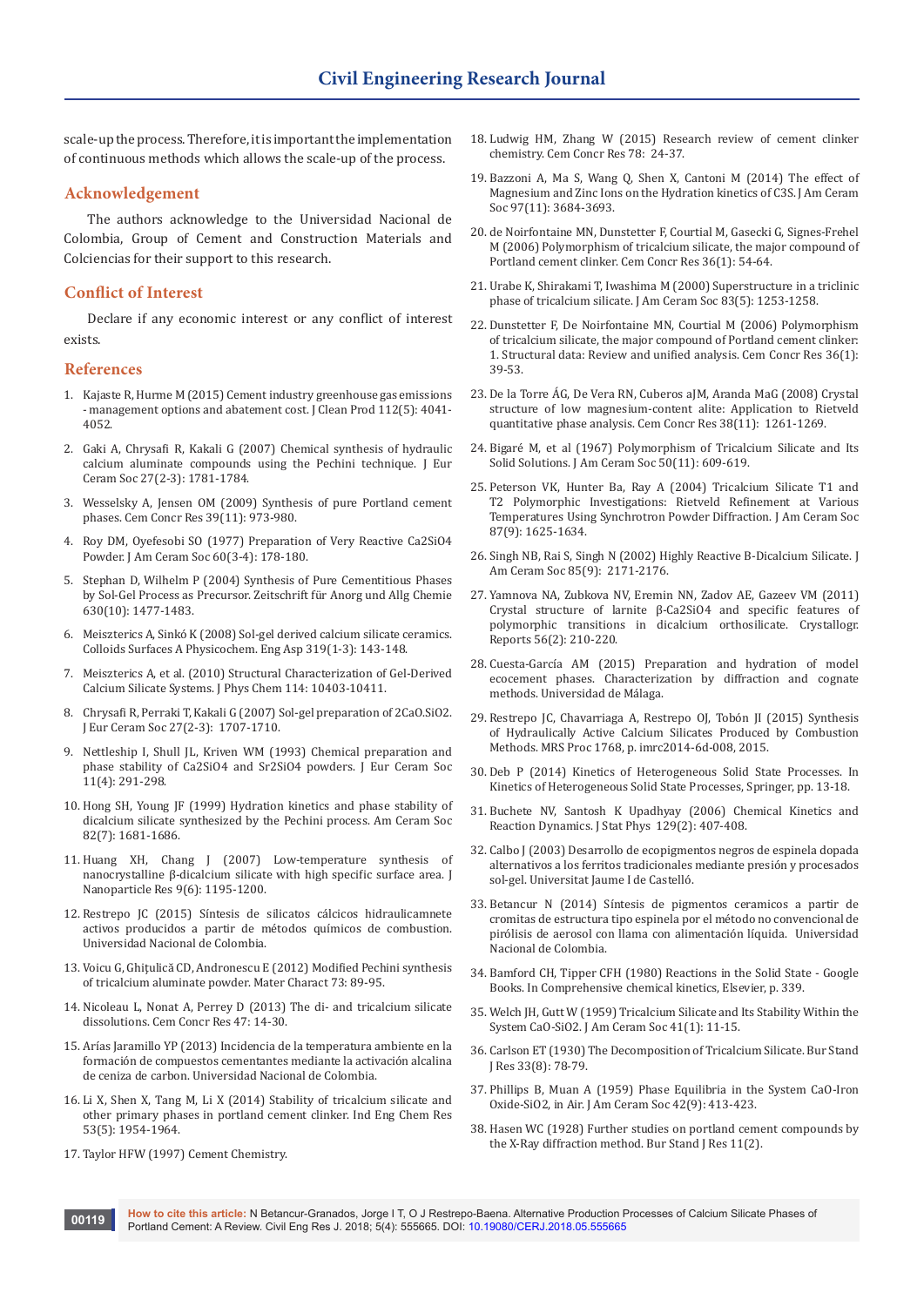scale-up the process. Therefore, it is important the implementation of continuous methods which allows the scale-up of the process.

## Acknowledgement

The authors acknowledge to the Universidad Nacional de Colombia, Group of Cement and Construction Materials and Colciencias for their support to this research.

## Conflict of Interest

Declare if any economic interest or any conflict of interest exists.

## References

1. Kajaste R, Hurme M (2015) Cement industry greenhouse gas emissions - management options and abatement cost. J Clean Prod 112(5): 4041-4052.
2. Gaki A, Chrysafi R, Kakali G (2007) Chemical synthesis of hydraulic calcium aluminate compounds using the Pechini technique. J Eur Ceram Soc 27(2-3): 1781-1784.
3. Wesselsky A, Jensen OM (2009) Synthesis of pure Portland cement phases. Cem Concr Res 39(11): 973-980.
4. Roy DM, Oyefesobi SO (1977) Preparation of Very Reactive Ca2SiO4 Powder. J Am Ceram Soc 60(3-4): 178-180.
5. Stephan D, Wilhelm P (2004) Synthesis of Pure Cementitious Phases by Sol-Gel Process as Precursor. Zeitschrift für Anorg und Allg Chemie 630(10): 1477-1483.
6. Meiszterics A, Sinkó K (2008) Sol-gel derived calcium silicate ceramics. Colloids Surfaces A Physicochem. Eng Asp 319(1-3): 143-148.
7. Meiszterics A, et al. (2010) Structural Characterization of Gel-Derived Calcium Silicate Systems. J Phys Chem 114: 10403-10411.
8. Chrysafi R, Perraki T, Kakali G (2007) Sol-gel preparation of 2CaO.SiO2. J Eur Ceram Soc 27(2-3): 1707-1710.
9. Nettleship I, Shull JL, Kriven WM (1993) Chemical preparation and phase stability of Ca2SiO4 and Sr2SiO4 powders. J Eur Ceram Soc 11(4): 291-298.
10. Hong SH, Young JF (1999) Hydration kinetics and phase stability of dicalcium silicate synthesized by the Pechini process. Am Ceram Soc 82(7): 1681-1686.
11. Huang XH, Chang J (2007) Low-temperature synthesis of nanocrystalline β-dicalcium silicate with high specific surface area. J Nanoparticle Res 9(6): 1195-1200.
12. Restrepo JC (2015) Síntesis de silicatos cálcicos hidraulicamnete activos producidos a partir de métodos químicos de combustion. Universidad Nacional de Colombia.
13. Voicu G, Ghiţulică CD, Andronescu E (2012) Modified Pechini synthesis of tricalcium aluminate powder. Mater Charact 73: 89-95.
14. Nicoleau L, Nonat A, Perrey D (2013) The di- and tricalcium silicate dissolutions. Cem Concr Res 47: 14-30.
15. Arías Jaramillo YP (2013) Incidencia de la temperatura ambiente en la formación de compuestos cementantes mediante la activación alcalina de ceniza de carbon. Universidad Nacional de Colombia.
16. Li X, Shen X, Tang M, Li X (2014) Stability of tricalcium silicate and other primary phases in portland cement clinker. Ind Eng Chem Res 53(5): 1954-1964.
17. Taylor HFW (1997) Cement Chemistry.
18. Ludwig HM, Zhang W (2015) Research review of cement clinker chemistry. Cem Concr Res 78: 24-37.
19. Bazzoni A, Ma S, Wang Q, Shen X, Cantoni M (2014) The effect of Magnesium and Zinc Ions on the Hydration kinetics of C3S. J Am Ceram Soc 97(11): 3684-3693.
20. de Noirfontaine MN, Dunstetter F, Courtial M, Gasecki G, Signes-Frehel M (2006) Polymorphism of tricalcium silicate, the major compound of Portland cement clinker. Cem Concr Res 36(1): 54-64.
21. Urabe K, Shirakami T, Iwashima M (2000) Superstructure in a triclinic phase of tricalcium silicate. J Am Ceram Soc 83(5): 1253-1258.
22. Dunstetter F, De Noirfontaine MN, Courtial M (2006) Polymorphism of tricalcium silicate, the major compound of Portland cement clinker: 1. Structural data: Review and unified analysis. Cem Concr Res 36(1): 39-53.
23. De la Torre ÁG, De Vera RN, Cuberos aJM, Aranda MaG (2008) Crystal structure of low magnesium-content alite: Application to Rietveld quantitative phase analysis. Cem Concr Res 38(11): 1261-1269.
24. Bigaré M, et al (1967) Polymorphism of Tricalcium Silicate and Its Solid Solutions. J Am Ceram Soc 50(11): 609-619.
25. Peterson VK, Hunter Ba, Ray A (2004) Tricalcium Silicate T1 and T2 Polymorphic Investigations: Rietveld Refinement at Various Temperatures Using Synchrotron Powder Diffraction. J Am Ceram Soc 87(9): 1625-1634.
26. Singh NB, Rai S, Singh N (2002) Highly Reactive Β-Dicalcium Silicate. J Am Ceram Soc 85(9): 2171-2176.
27. Yamnova NA, Zubkova NV, Eremin NN, Zadov AE, Gazeev VM (2011) Crystal structure of larnite β-Ca2SiO4 and specific features of polymorphic transitions in dicalcium orthosilicate. Crystallogr. Reports 56(2): 210-220.
28. Cuesta-García AM (2015) Preparation and hydration of model ecocement phases. Characterization by diffraction and cognate methods. Universidad de Málaga.
29. Restrepo JC, Chavarriaga A, Restrepo OJ, Tobón JI (2015) Synthesis of Hydraulically Active Calcium Silicates Produced by Combustion Methods. MRS Proc 1768, p. imrc2014-6d-008, 2015.
30. Deb P (2014) Kinetics of Heterogeneous Solid State Processes. In Kinetics of Heterogeneous Solid State Processes, Springer, pp. 13-18.
31. Buchete NV, Santosh K Upadhyay (2006) Chemical Kinetics and Reaction Dynamics. J Stat Phys 129(2): 407-408.
32. Calbo J (2003) Desarrollo de ecopigmentos negros de espinela dopada alternativos a los ferritos tradicionales mediante presión y procesados sol-gel. Universitat Jaume I de Castelló.
33. Betancur N (2014) Síntesis de pigmentos ceramicos a partir de cromitas de estructura tipo espinela por el método no convencional de pirólisis de aerosol con llama con alimentación líquida. Universidad Nacional de Colombia.
34. Bamford CH, Tipper CFH (1980) Reactions in the Solid State - Google Books. In Comprehensive chemical kinetics, Elsevier, p. 339.
35. Welch JH, Gutt W (1959) Tricalcium Silicate and Its Stability Within the System CaO-SiO2. J Am Ceram Soc 41(1): 11-15.
36. Carlson ET (1930) The Decomposition of Tricalcium Silicate. Bur Stand J Res 33(8): 78-79.
37. Phillips B, Muan A (1959) Phase Equilibria in the System CaO-Iron Oxide-SiO2, in Air. J Am Ceram Soc 42(9): 413-423.
38. Hasen WC (1928) Further studies on portland cement compounds by the X-Ray diffraction method. Bur Stand J Res 11(2).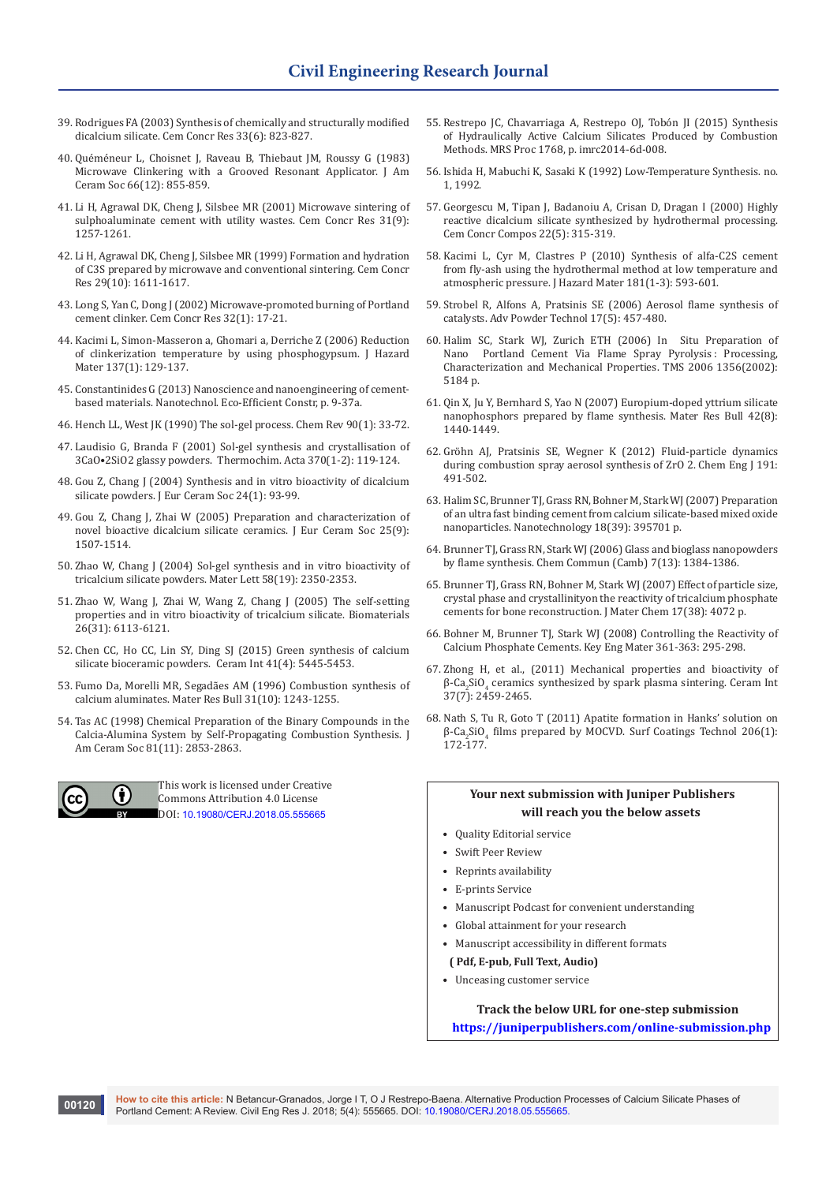39. Rodrigues FA (2003) Synthesis of chemically and structurally modified dicalcium silicate. Cem Concr Res 33(6): 823-827.

40. Quéméneur L, Choisnet J, Raveau B, Thiebaut JM, Roussy G (1983) Microwave Clinkering with a Grooved Resonant Applicator. J Am Ceram Soc 66(12): 855-859.

41. Li H, Agrawal DK, Cheng J, Silsbee MR (2001) Microwave sintering of sulphoaluminate cement with utility wastes. Cem Concr Res 31(9): 1257-1261.

42. Li H, Agrawal DK, Cheng J, Silsbee MR (1999) Formation and hydration of C3S prepared by microwave and conventional sintering. Cem Concr Res 29(10): 1611-1617.

43. Long S, Yan C, Dong J (2002) Microwave-promoted burning of Portland cement clinker. Cem Concr Res 32(1): 17-21.

44. Kacimi L, Simon-Masseron a, Ghomari a, Derriche Z (2006) Reduction of clinkerization temperature by using phosphogypsum. J Hazard Mater 137(1): 129-137.

45. Constantinides G (2013) Nanoscience and nanoengineering of cement-based materials. Nanotechnol. Eco-Efficient Constr, p. 9-37a.

46. Hench LL, West JK (1990) The sol-gel process. Chem Rev 90(1): 33-72.

47. Laudisio G, Branda F (2001) Sol-gel synthesis and crystallisation of 3CaO•2SiO2 glassy powders. Thermochim. Acta 370(1-2): 119-124.

48. Gou Z, Chang J (2004) Synthesis and in vitro bioactivity of dicalcium silicate powders. J Eur Ceram Soc 24(1): 93-99.

49. Gou Z, Chang J, Zhai W (2005) Preparation and characterization of novel bioactive dicalcium silicate ceramics. J Eur Ceram Soc 25(9): 1507-1514.

50. Zhao W, Chang J (2004) Sol-gel synthesis and in vitro bioactivity of tricalcium silicate powders. Mater Lett 58(19): 2350-2353.

51. Zhao W, Wang J, Zhai W, Wang Z, Chang J (2005) The self-setting properties and in vitro bioactivity of tricalcium silicate. Biomaterials 26(31): 6113-6121.

52. Chen CC, Ho CC, Lin SY, Ding SJ (2015) Green synthesis of calcium silicate bioceramic powders. Ceram Int 41(4): 5445-5453.

53. Fumo Da, Morelli MR, Segadães AM (1996) Combustion synthesis of calcium aluminates. Mater Res Bull 31(10): 1243-1255.

54. Tas AC (1998) Chemical Preparation of the Binary Compounds in the Calcia-Alumina System by Self-Propagating Combustion Synthesis. J Am Ceram Soc 81(11): 2853-2863.

55. Restrepo JC, Chavarriaga A, Restrepo OJ, Tobón JI (2015) Synthesis of Hydraulically Active Calcium Silicates Produced by Combustion Methods. MRS Proc 1768, p. imrc2014-6d-008.

56. Ishida H, Mabuchi K, Sasaki K (1992) Low-Temperature Synthesis. no. 1, 1992.

57. Georgescu M, Tipan J, Badanoiu A, Crisan D, Dragan I (2000) Highly reactive dicalcium silicate synthesized by hydrothermal processing. Cem Concr Compos 22(5): 315-319.

58. Kacimi L, Cyr M, Clastres P (2010) Synthesis of alfa-C2S cement from fly-ash using the hydrothermal method at low temperature and atmospheric pressure. J Hazard Mater 181(1-3): 593-601.

59. Strobel R, Alfons A, Pratsinis SE (2006) Aerosol flame synthesis of catalysts. Adv Powder Technol 17(5): 457-480.

60. Halim SC, Stark WJ, Zurich ETH (2006) In Situ Preparation of Nano Portland Cement Via Flame Spray Pyrolysis: Processing, Characterization and Mechanical Properties. TMS 2006 1356(2002): 5184 p.

61. Qin X, Ju Y, Bernhard S, Yao N (2007) Europium-doped yttrium silicate nanophosphors prepared by flame synthesis. Mater Res Bull 42(8): 1440-1449.

62. Gröhn AJ, Pratsinis SE, Wegner K (2012) Fluid-particle dynamics during combustion spray aerosol synthesis of ZrO 2. Chem Eng J 191: 491-502.

63. Halim SC, Brunner TJ, Grass RN, Bohner M, Stark WJ (2007) Preparation of an ultra fast binding cement from calcium silicate-based mixed oxide nanoparticles. Nanotechnology 18(39): 395701 p.

64. Brunner TJ, Grass RN, Stark WJ (2006) Glass and bioglass nanopowders by flame synthesis. Chem Commun (Camb) 7(13): 1384-1386.

65. Brunner TJ, Grass RN, Bohner M, Stark WJ (2007) Effect of particle size, crystal phase and crystallinityon the reactivity of tricalcium phosphate cements for bone reconstruction. J Mater Chem 17(38): 4072 p.

66. Bohner M, Brunner TJ, Stark WJ (2008) Controlling the Reactivity of Calcium Phosphate Cements. Key Eng Mater 361-363: 295-298.

67. Zhong H, et al., (2011) Mechanical properties and bioactivity of β-$Ca_2SiO_4$ ceramics synthesized by spark plasma sintering. Ceram Int 37(7): 2459-2465.

68. Nath S, Tu R, Goto T (2011) Apatite formation in Hanks' solution on β-$Ca_2SiO_4$ films prepared by MOCVD. Surf Coatings Technol 206(1): 172-177.

This work is licensed under Creative Commons Attribution 4.0 License
DOI: 10.19080/CERJ.2018.05.555665

**Your next submission with Juniper Publishers will reach you the below assets**

- Quality Editorial service
- Swift Peer Review
- Reprints availability
- E-prints Service
- Manuscript Podcast for convenient understanding
- Global attainment for your research
- Manuscript accessibility in different formats
  **( Pdf, E-pub, Full Text, Audio)**
- Unceasing customer service

**Track the below URL for one-step submission**
**https://juniperpublishers.com/online-submission.php**

**How to cite this article:** N Betancur-Granados, Jorge I T, O J Restrepo-Baena. Alternative Production Processes of Calcium Silicate Phases of Portland Cement: A Review. Civil Eng Res J. 2018; 5(4): 555665. DOI: 10.19080/CERJ.2018.05.555665.